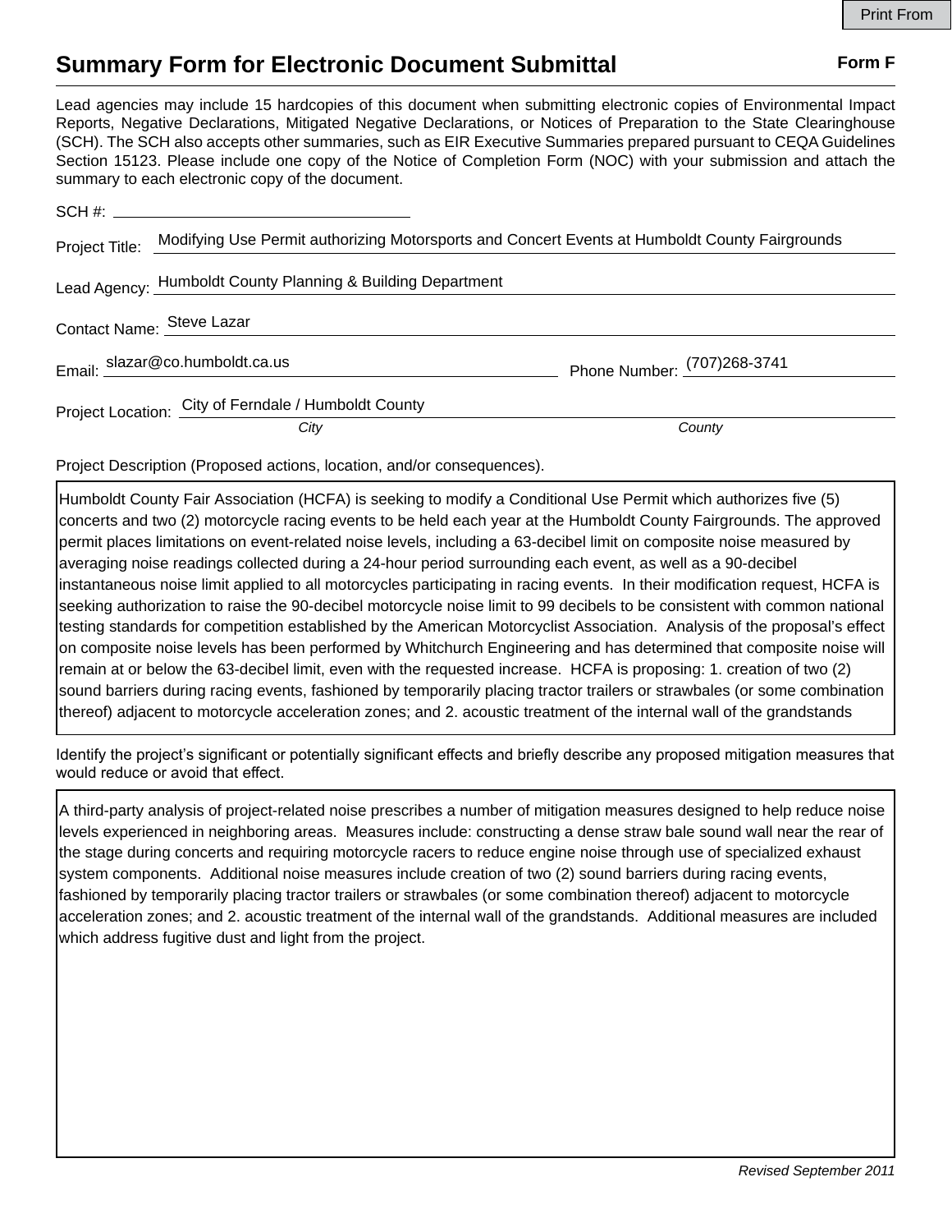Print From

# Summary Form for Electronic Document Submittal

**Form F**

Lead agencies may include 15 hardcopies of this document when submitting electronic copies of Environmental Impact Reports, Negative Declarations, Mitigated Negative Declarations, or Notices of Preparation to the State Clearinghouse (SCH). The SCH also accepts other summaries, such as EIR Executive Summaries prepared pursuant to CEQA Guidelines Section 15123. Please include one copy of the Notice of Completion Form (NOC) with your submission and attach the summary to each electronic copy of the document.

SCH #: 

Project Title: Modifying Use Permit authorizing Motorsports and Concert Events at Humboldt County Fairgrounds

Lead Agency: Humboldt County Planning & Building Department

Contact Name: Steve Lazar

Email: slazar@co.humboldt.ca.us

Phone Number: (707)268-3741

Project Location: City of Ferndale / Humboldt County

*City* *County*

Project Description (Proposed actions, location, and/or consequences).

Humboldt County Fair Association (HCFA) is seeking to modify a Conditional Use Permit which authorizes five (5) concerts and two (2) motorcycle racing events to be held each year at the Humboldt County Fairgrounds. The approved permit places limitations on event-related noise levels, including a 63-decibel limit on composite noise measured by averaging noise readings collected during a 24-hour period surrounding each event, as well as a 90-decibel instantaneous noise limit applied to all motorcycles participating in racing events. In their modification request, HCFA is seeking authorization to raise the 90-decibel motorcycle noise limit to 99 decibels to be consistent with common national testing standards for competition established by the American Motorcyclist Association. Analysis of the proposal's effect on composite noise levels has been performed by Whitchurch Engineering and has determined that composite noise will remain at or below the 63-decibel limit, even with the requested increase. HCFA is proposing: 1. creation of two (2) sound barriers during racing events, fashioned by temporarily placing tractor trailers or strawbales (or some combination thereof) adjacent to motorcycle acceleration zones; and 2. acoustic treatment of the internal wall of the grandstands

Identify the project's significant or potentially significant effects and briefly describe any proposed mitigation measures that would reduce or avoid that effect.

A third-party analysis of project-related noise prescribes a number of mitigation measures designed to help reduce noise levels experienced in neighboring areas. Measures include: constructing a dense straw bale sound wall near the rear of the stage during concerts and requiring motorcycle racers to reduce engine noise through use of specialized exhaust system components. Additional noise measures include creation of two (2) sound barriers during racing events, fashioned by temporarily placing tractor trailers or strawbales (or some combination thereof) adjacent to motorcycle acceleration zones; and 2. acoustic treatment of the internal wall of the grandstands. Additional measures are included which address fugitive dust and light from the project.

*Revised September 2011*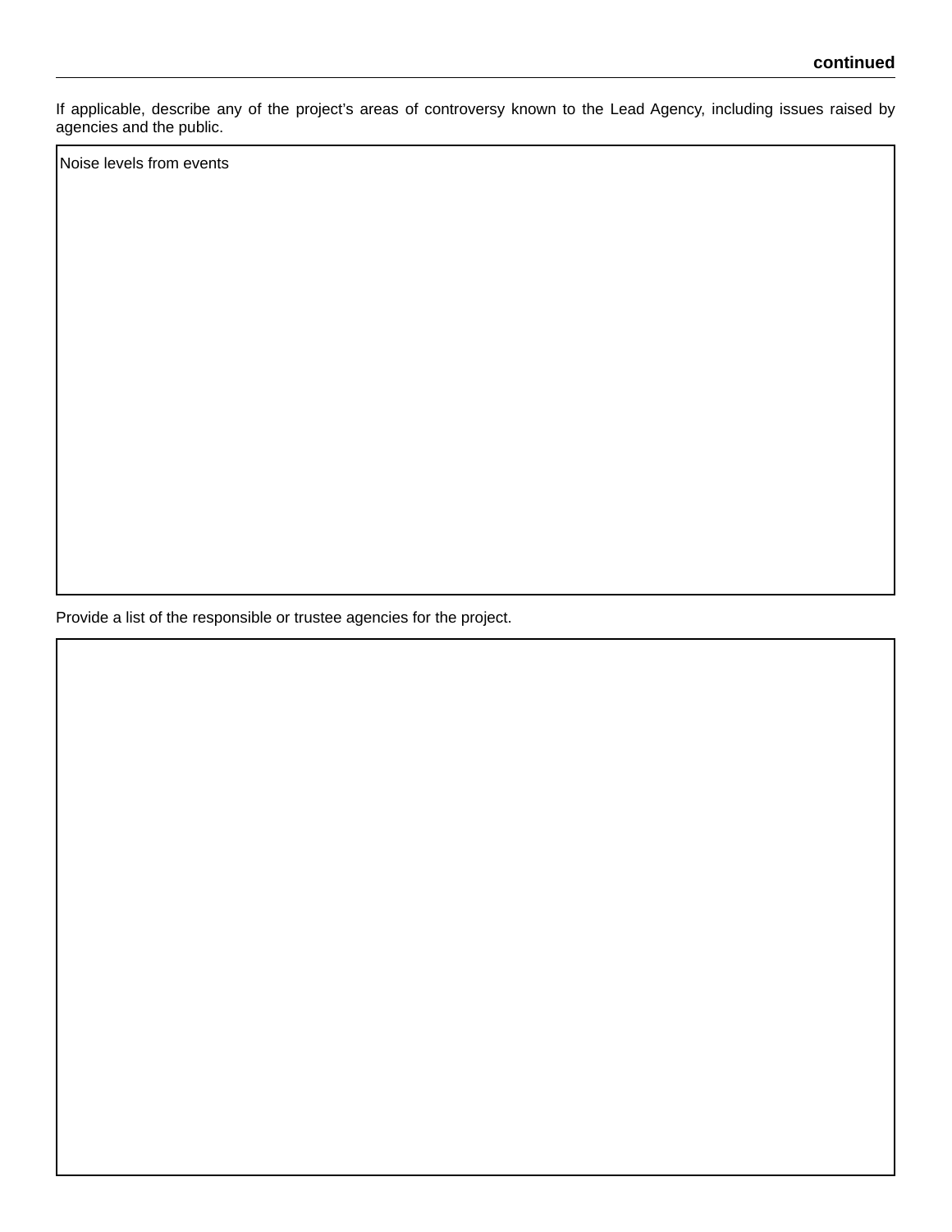If applicable, describe any of the project's areas of controversy known to the Lead Agency, including issues raised by agencies and the public.

Noise levels from events

Provide a list of the responsible or trustee agencies for the project.